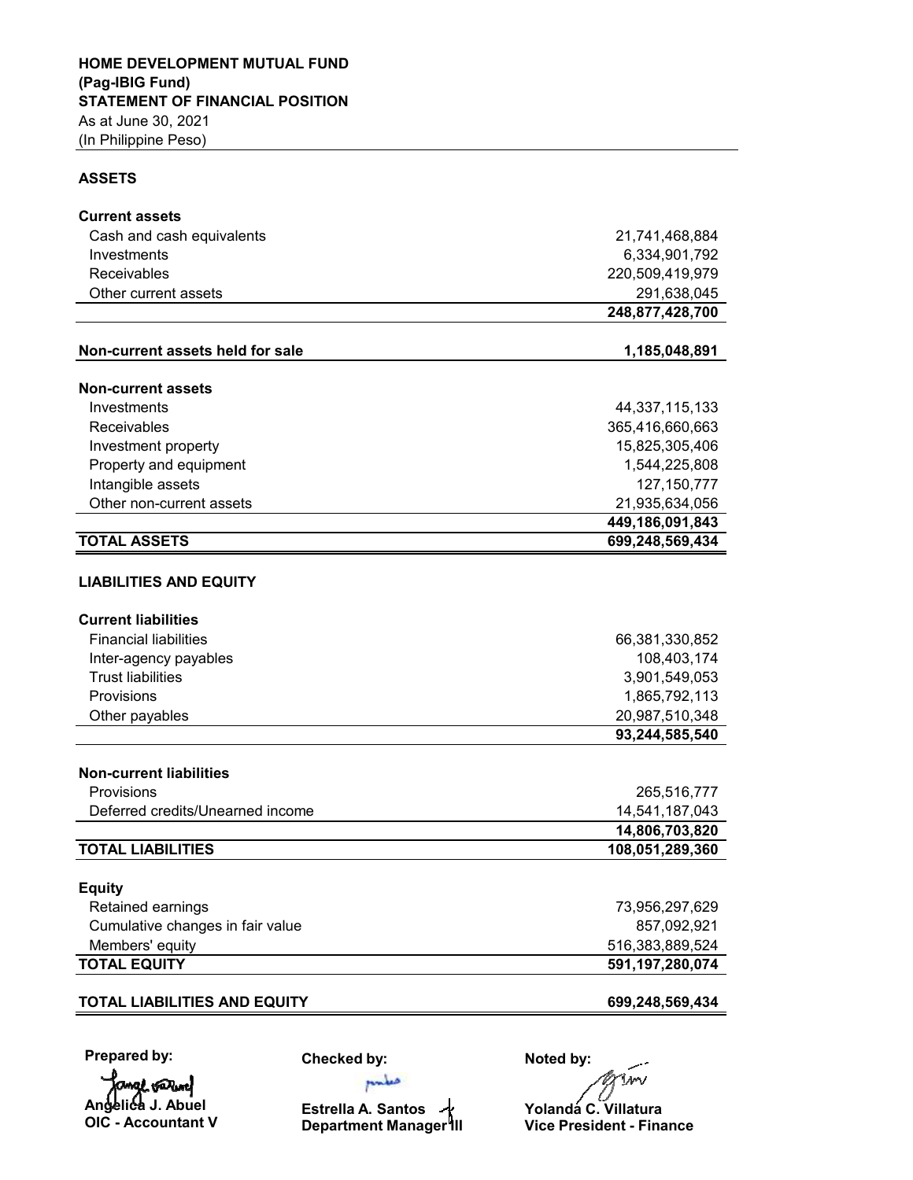**HOME DEVELOPMENT MUTUAL FUND**
**(Pag-IBIG Fund)**
**STATEMENT OF FINANCIAL POSITION**
As at June 30, 2021
(In Philippine Peso)

| | |
|---|---:|
| **ASSETS** | |
| **Current assets** | |
| Cash and cash equivalents | 21,741,468,884 |
| Investments | 6,334,901,792 |
| Receivables | 220,509,419,979 |
| Other current assets | 291,638,045 |
| | **248,877,428,700** |
| **Non-current assets held for sale** | **1,185,048,891** |
| **Non-current assets** | |
| Investments | 44,337,115,133 |
| Receivables | 365,416,660,663 |
| Investment property | 15,825,305,406 |
| Property and equipment | 1,544,225,808 |
| Intangible assets | 127,150,777 |
| Other non-current assets | 21,935,634,056 |
| | **449,186,091,843** |
| **TOTAL ASSETS** | **699,248,569,434** |
| **LIABILITIES AND EQUITY** | |
| **Current liabilities** | |
| Financial liabilities | 66,381,330,852 |
| Inter-agency payables | 108,403,174 |
| Trust liabilities | 3,901,549,053 |
| Provisions | 1,865,792,113 |
| Other payables | 20,987,510,348 |
| | **93,244,585,540** |
| **Non-current liabilities** | |
| Provisions | 265,516,777 |
| Deferred credits/Unearned income | 14,541,187,043 |
| | **14,806,703,820** |
| **TOTAL LIABILITIES** | **108,051,289,360** |
| **Equity** | |
| Retained earnings | 73,956,297,629 |
| Cumulative changes in fair value | 857,092,921 |
| Members' equity | 516,383,889,524 |
| **TOTAL EQUITY** | **591,197,280,074** |
| **TOTAL LIABILITIES AND EQUITY** | **699,248,569,434** |

| **Prepared by:** | **Checked by:** | **Noted by:** |
|---|---|---|
| **Angelica J. Abuel** | **Estrella A. Santos** | **Yolanda C. Villatura** |
| **OIC - Accountant V** | **Department Manager III** | **Vice President - Finance** |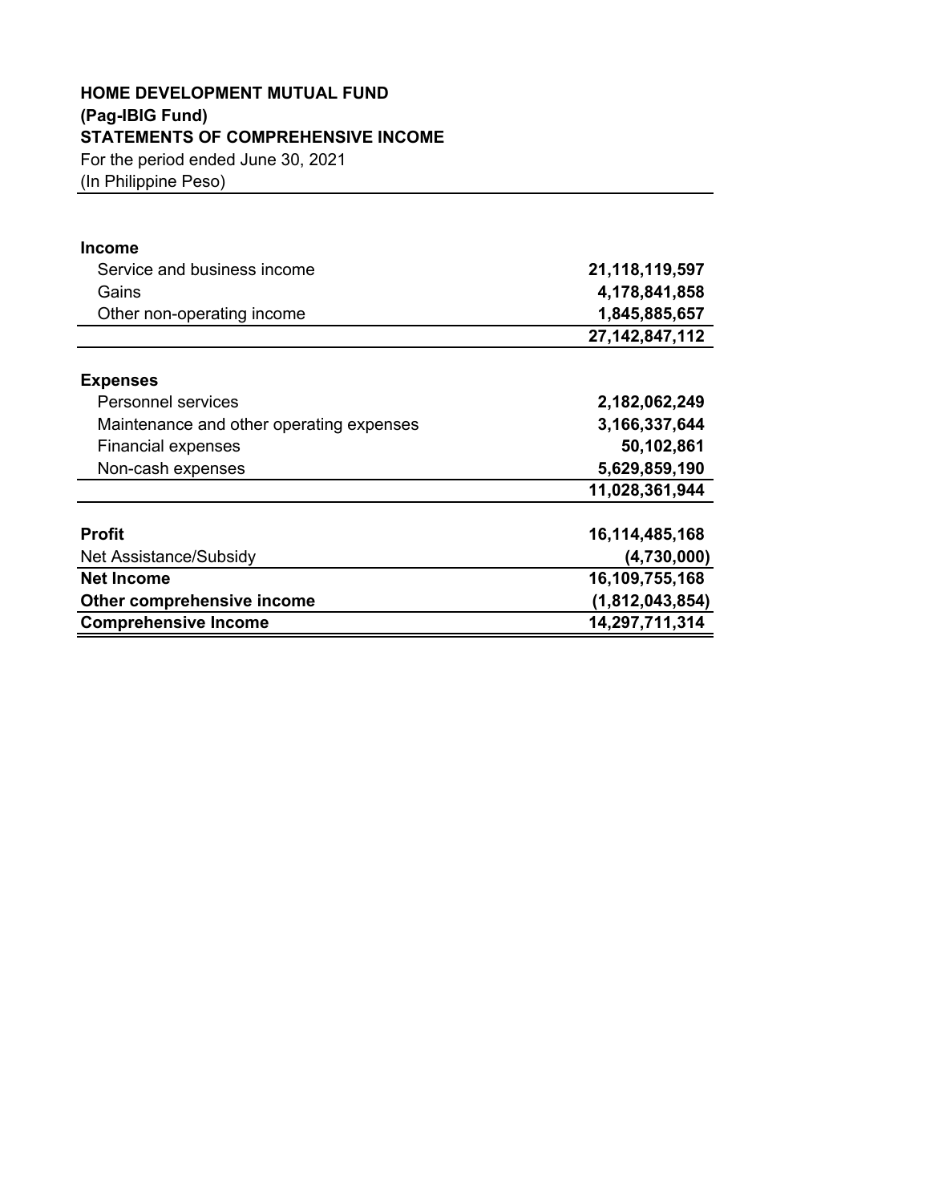**HOME DEVELOPMENT MUTUAL FUND**
**(Pag-IBIG Fund)**
**STATEMENTS OF COMPREHENSIVE INCOME**
For the period ended June 30, 2021
(In Philippine Peso)

| | |
|---|---:|
| **Income** | |
| Service and business income | **21,118,119,597** |
| Gains | **4,178,841,858** |
| Other non-operating income | **1,845,885,657** |
| | **27,142,847,112** |
| **Expenses** | |
| Personnel services | **2,182,062,249** |
| Maintenance and other operating expenses | **3,166,337,644** |
| Financial expenses | **50,102,861** |
| Non-cash expenses | **5,629,859,190** |
| | **11,028,361,944** |
| **Profit** | **16,114,485,168** |
| Net Assistance/Subsidy | **(4,730,000)** |
| **Net Income** | **16,109,755,168** |
| **Other comprehensive income** | **(1,812,043,854)** |
| **Comprehensive Income** | **14,297,711,314** |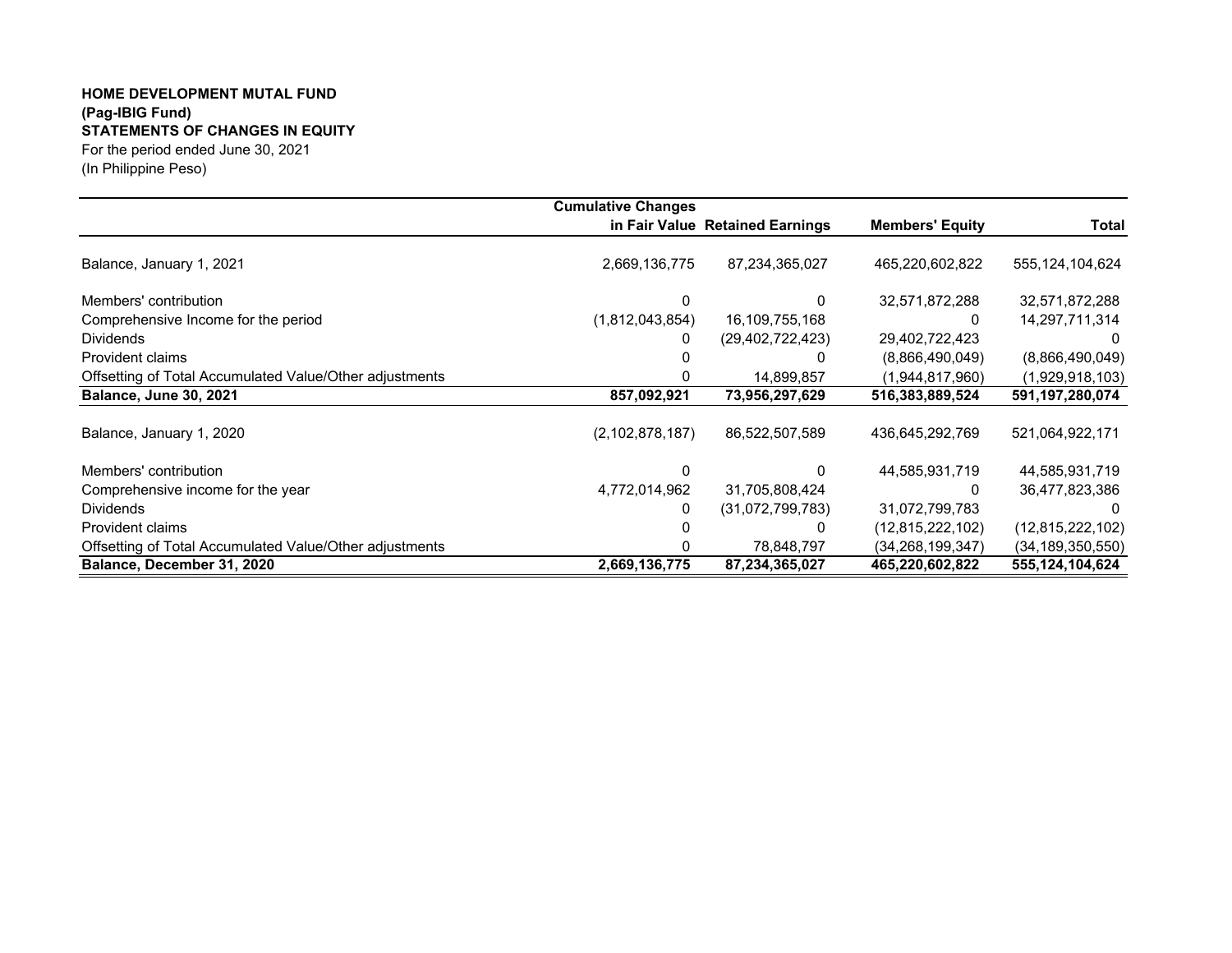**HOME DEVELOPMENT MUTAL FUND**
**(Pag-IBIG Fund)**
**STATEMENTS OF CHANGES IN EQUITY**
For the period ended June 30, 2021
(In Philippine Peso)

| | Cumulative Changes in Fair Value | Retained Earnings | Members' Equity | Total |
|---|---|---|---|---|
| Balance, January 1, 2021 | 2,669,136,775 | 87,234,365,027 | 465,220,602,822 | 555,124,104,624 |
| Members' contribution | 0 | 0 | 32,571,872,288 | 32,571,872,288 |
| Comprehensive Income for the period | (1,812,043,854) | 16,109,755,168 | 0 | 14,297,711,314 |
| Dividends | 0 | (29,402,722,423) | 29,402,722,423 | 0 |
| Provident claims | 0 | 0 | (8,866,490,049) | (8,866,490,049) |
| Offsetting of Total Accumulated Value/Other adjustments | 0 | 14,899,857 | (1,944,817,960) | (1,929,918,103) |
| **Balance, June 30, 2021** | **857,092,921** | **73,956,297,629** | **516,383,889,524** | **591,197,280,074** |
| Balance, January 1, 2020 | (2,102,878,187) | 86,522,507,589 | 436,645,292,769 | 521,064,922,171 |
| Members' contribution | 0 | 0 | 44,585,931,719 | 44,585,931,719 |
| Comprehensive income for the year | 4,772,014,962 | 31,705,808,424 | 0 | 36,477,823,386 |
| Dividends | 0 | (31,072,799,783) | 31,072,799,783 | 0 |
| Provident claims | 0 | 0 | (12,815,222,102) | (12,815,222,102) |
| Offsetting of Total Accumulated Value/Other adjustments | 0 | 78,848,797 | (34,268,199,347) | (34,189,350,550) |
| **Balance, December 31, 2020** | **2,669,136,775** | **87,234,365,027** | **465,220,602,822** | **555,124,104,624** |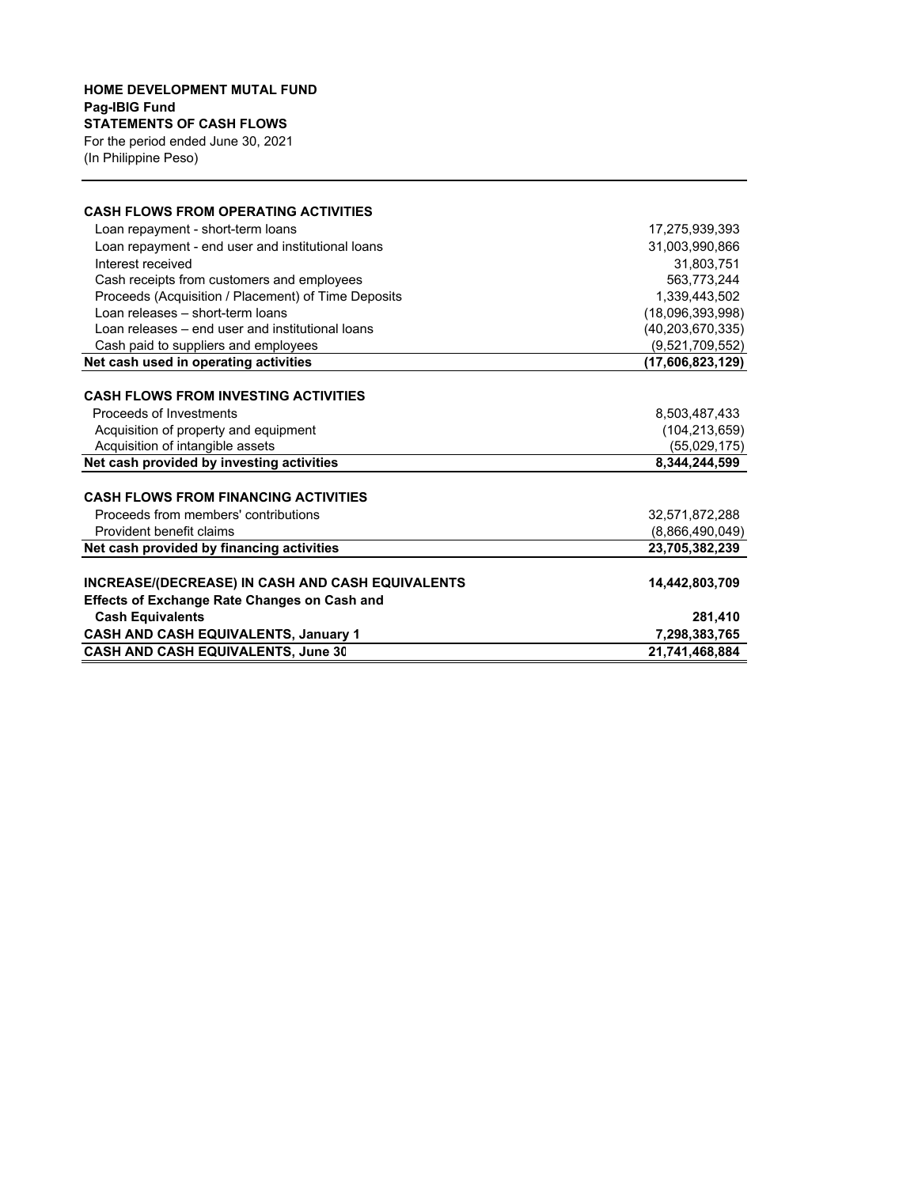**HOME DEVELOPMENT MUTAL FUND**
**Pag-IBIG Fund**
**STATEMENTS OF CASH FLOWS**
For the period ended June 30, 2021
(In Philippine Peso)

| | |
|---|---|
| **CASH FLOWS FROM OPERATING ACTIVITIES** | |
| Loan repayment - short-term loans | 17,275,939,393 |
| Loan repayment - end user and institutional loans | 31,003,990,866 |
| Interest received | 31,803,751 |
| Cash receipts from customers and employees | 563,773,244 |
| Proceeds (Acquisition / Placement) of Time Deposits | 1,339,443,502 |
| Loan releases – short-term loans | (18,096,393,998) |
| Loan releases – end user and institutional loans | (40,203,670,335) |
| Cash paid to suppliers and employees | (9,521,709,552) |
| **Net cash used in operating activities** | **(17,606,823,129)** |
| **CASH FLOWS FROM INVESTING ACTIVITIES** | |
| Proceeds of Investments | 8,503,487,433 |
| Acquisition of property and equipment | (104,213,659) |
| Acquisition of intangible assets | (55,029,175) |
| **Net cash provided by investing activities** | **8,344,244,599** |
| **CASH FLOWS FROM FINANCING ACTIVITIES** | |
| Proceeds from members' contributions | 32,571,872,288 |
| Provident benefit claims | (8,866,490,049) |
| **Net cash provided by financing activities** | **23,705,382,239** |
| **INCREASE/(DECREASE) IN CASH AND CASH EQUIVALENTS** | **14,442,803,709** |
| **Effects of Exchange Rate Changes on Cash and Cash Equivalents** | **281,410** |
| **CASH AND CASH EQUIVALENTS, January 1** | **7,298,383,765** |
| **CASH AND CASH EQUIVALENTS, June 30** | **21,741,468,884** |